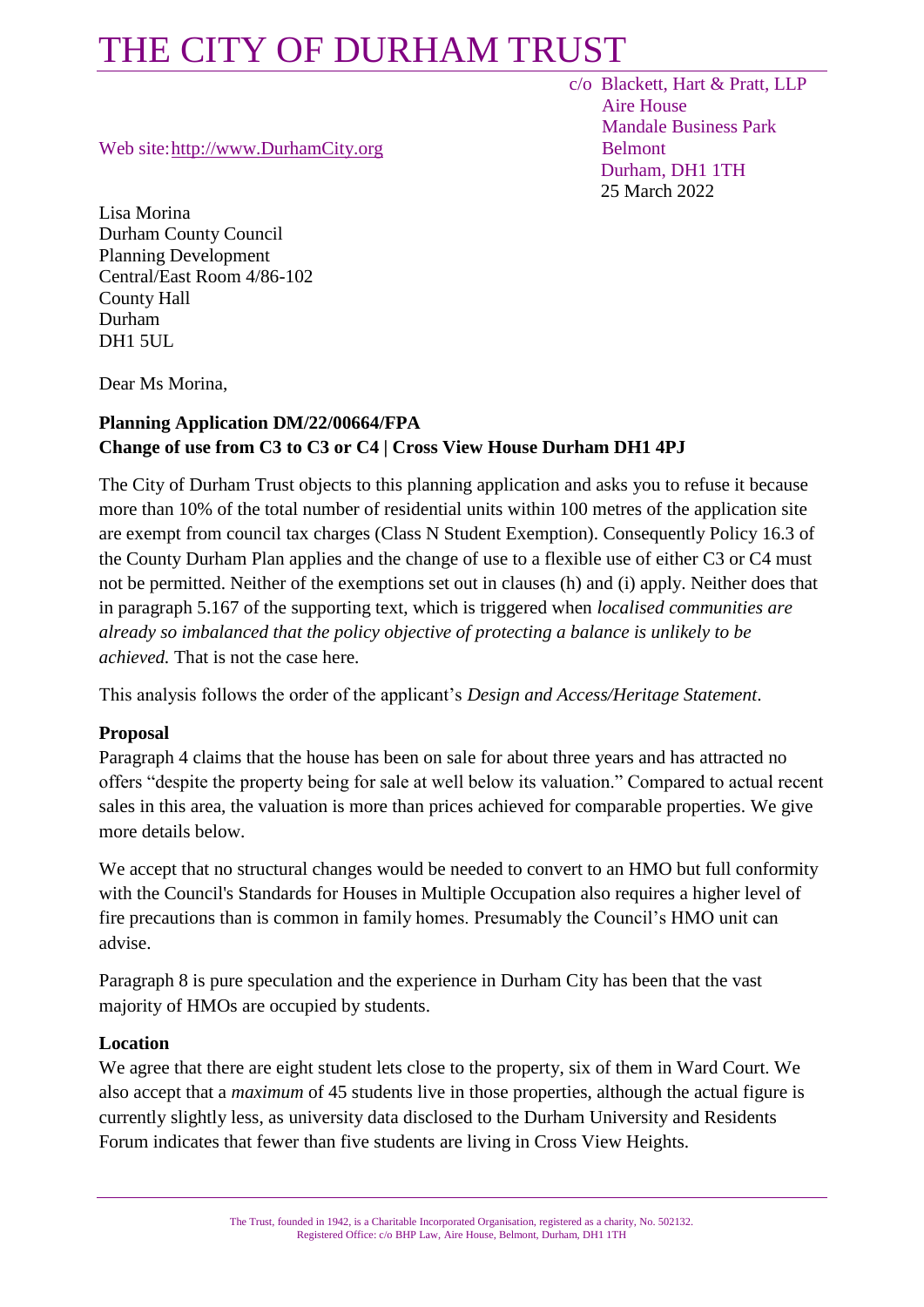# THE CITY OF DURHAM TRUST

c/o Blackett, Hart & Pratt, LLP
Aire House
Mandale Business Park
Belmont
Durham, DH1 1TH
25 March 2022

Web site: http://www.DurhamCity.org

Lisa Morina
Durham County Council
Planning Development
Central/East Room 4/86-102
County Hall
Durham
DH1 5UL

Dear Ms Morina,

**Planning Application DM/22/00664/FPA**
**Change of use from C3 to C3 or C4 | Cross View House Durham DH1 4PJ**

The City of Durham Trust objects to this planning application and asks you to refuse it because more than 10% of the total number of residential units within 100 metres of the application site are exempt from council tax charges (Class N Student Exemption). Consequently Policy 16.3 of the County Durham Plan applies and the change of use to a flexible use of either C3 or C4 must not be permitted. Neither of the exemptions set out in clauses (h) and (i) apply. Neither does that in paragraph 5.167 of the supporting text, which is triggered when *localised communities are already so imbalanced that the policy objective of protecting a balance is unlikely to be achieved.* That is not the case here.

This analysis follows the order of the applicant's *Design and Access/Heritage Statement*.

**Proposal**

Paragraph 4 claims that the house has been on sale for about three years and has attracted no offers "despite the property being for sale at well below its valuation." Compared to actual recent sales in this area, the valuation is more than prices achieved for comparable properties. We give more details below.

We accept that no structural changes would be needed to convert to an HMO but full conformity with the Council's Standards for Houses in Multiple Occupation also requires a higher level of fire precautions than is common in family homes. Presumably the Council's HMO unit can advise.

Paragraph 8 is pure speculation and the experience in Durham City has been that the vast majority of HMOs are occupied by students.

**Location**

We agree that there are eight student lets close to the property, six of them in Ward Court. We also accept that a *maximum* of 45 students live in those properties, although the actual figure is currently slightly less, as university data disclosed to the Durham University and Residents Forum indicates that fewer than five students are living in Cross View Heights.

The Trust, founded in 1942, is a Charitable Incorporated Organisation, registered as a charity, No. 502132.
Registered Office: c/o BHP Law, Aire House, Belmont, Durham, DH1 1TH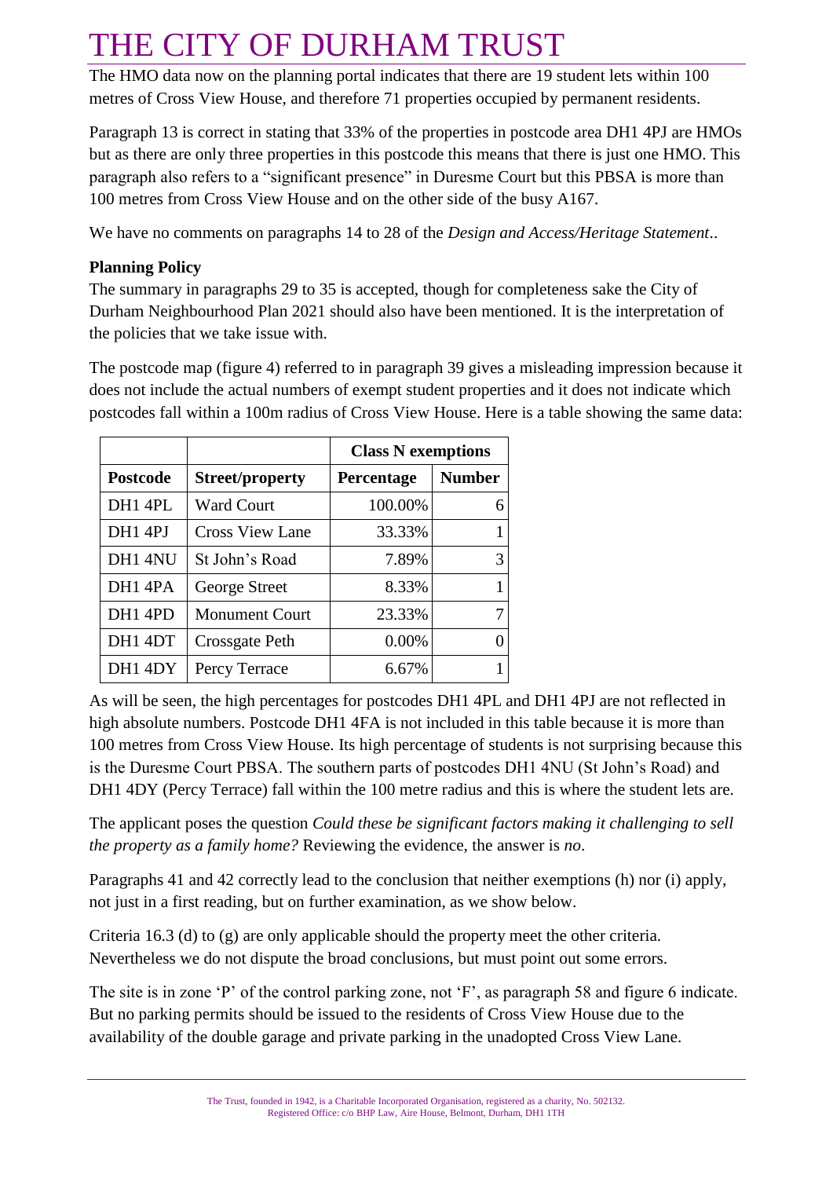The HMO data now on the planning portal indicates that there are 19 student lets within 100 metres of Cross View House, and therefore 71 properties occupied by permanent residents.

Paragraph 13 is correct in stating that 33% of the properties in postcode area DH1 4PJ are HMOs but as there are only three properties in this postcode this means that there is just one HMO. This paragraph also refers to a "significant presence" in Duresme Court but this PBSA is more than 100 metres from Cross View House and on the other side of the busy A167.

We have no comments on paragraphs 14 to 28 of the *Design and Access/Heritage Statement*..

**Planning Policy**

The summary in paragraphs 29 to 35 is accepted, though for completeness sake the City of Durham Neighbourhood Plan 2021 should also have been mentioned. It is the interpretation of the policies that we take issue with.

The postcode map (figure 4) referred to in paragraph 39 gives a misleading impression because it does not include the actual numbers of exempt student properties and it does not indicate which postcodes fall within a 100m radius of Cross View House. Here is a table showing the same data:

| | | **Class N exemptions** | |
|---|---|---|---|
| **Postcode** | **Street/property** | **Percentage** | **Number** |
| DH1 4PL | Ward Court | 100.00% | 6 |
| DH1 4PJ | Cross View Lane | 33.33% | 1 |
| DH1 4NU | St John's Road | 7.89% | 3 |
| DH1 4PA | George Street | 8.33% | 1 |
| DH1 4PD | Monument Court | 23.33% | 7 |
| DH1 4DT | Crossgate Peth | 0.00% | 0 |
| DH1 4DY | Percy Terrace | 6.67% | 1 |

As will be seen, the high percentages for postcodes DH1 4PL and DH1 4PJ are not reflected in high absolute numbers. Postcode DH1 4FA is not included in this table because it is more than 100 metres from Cross View House. Its high percentage of students is not surprising because this is the Duresme Court PBSA. The southern parts of postcodes DH1 4NU (St John's Road) and DH1 4DY (Percy Terrace) fall within the 100 metre radius and this is where the student lets are.

The applicant poses the question *Could these be significant factors making it challenging to sell the property as a family home?* Reviewing the evidence, the answer is *no*.

Paragraphs 41 and 42 correctly lead to the conclusion that neither exemptions (h) nor (i) apply, not just in a first reading, but on further examination, as we show below.

Criteria 16.3 (d) to (g) are only applicable should the property meet the other criteria. Nevertheless we do not dispute the broad conclusions, but must point out some errors.

The site is in zone 'P' of the control parking zone, not 'F', as paragraph 58 and figure 6 indicate. But no parking permits should be issued to the residents of Cross View House due to the availability of the double garage and private parking in the unadopted Cross View Lane.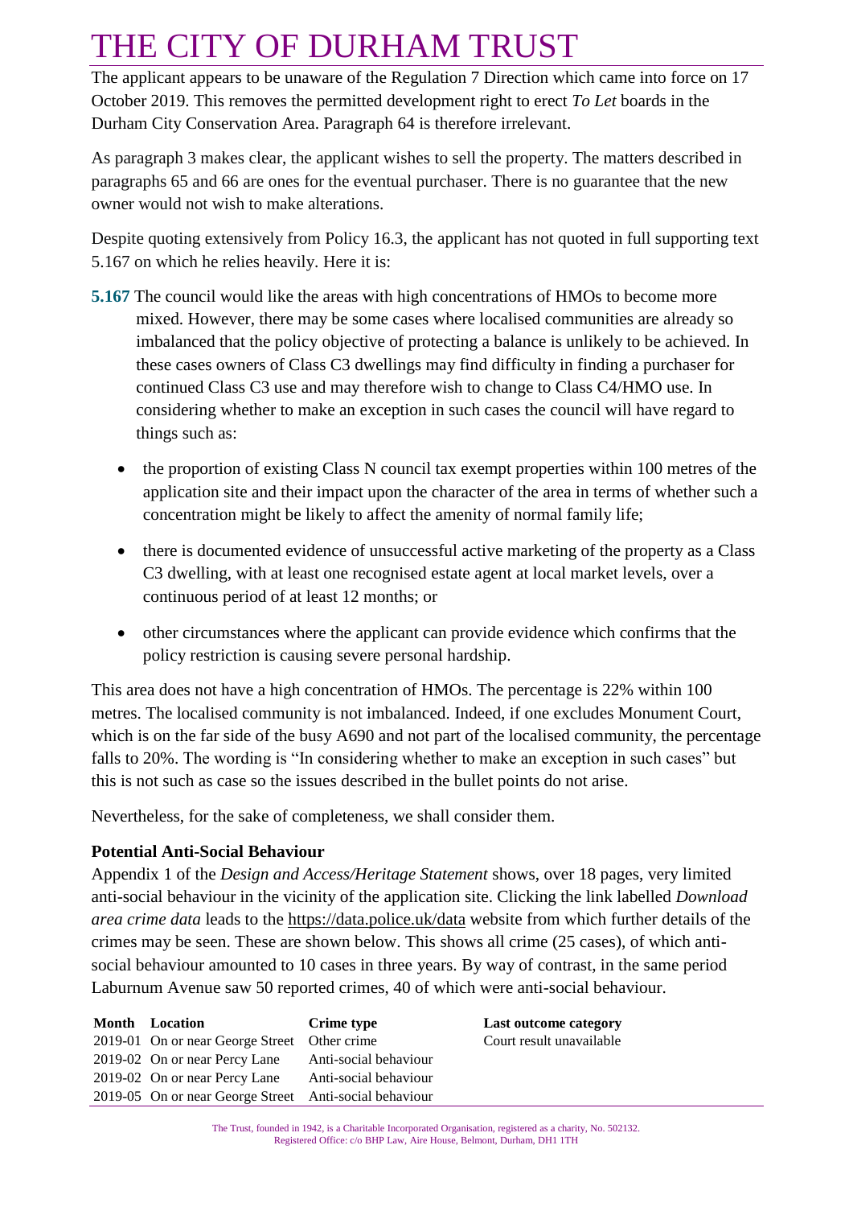The applicant appears to be unaware of the Regulation 7 Direction which came into force on 17 October 2019. This removes the permitted development right to erect *To Let* boards in the Durham City Conservation Area. Paragraph 64 is therefore irrelevant.

As paragraph 3 makes clear, the applicant wishes to sell the property. The matters described in paragraphs 65 and 66 are ones for the eventual purchaser. There is no guarantee that the new owner would not wish to make alterations.

Despite quoting extensively from Policy 16.3, the applicant has not quoted in full supporting text 5.167 on which he relies heavily. Here it is:

**5.167** The council would like the areas with high concentrations of HMOs to become more mixed. However, there may be some cases where localised communities are already so imbalanced that the policy objective of protecting a balance is unlikely to be achieved. In these cases owners of Class C3 dwellings may find difficulty in finding a purchaser for continued Class C3 use and may therefore wish to change to Class C4/HMO use. In considering whether to make an exception in such cases the council will have regard to things such as:

- the proportion of existing Class N council tax exempt properties within 100 metres of the application site and their impact upon the character of the area in terms of whether such a concentration might be likely to affect the amenity of normal family life;
- there is documented evidence of unsuccessful active marketing of the property as a Class C3 dwelling, with at least one recognised estate agent at local market levels, over a continuous period of at least 12 months; or
- other circumstances where the applicant can provide evidence which confirms that the policy restriction is causing severe personal hardship.

This area does not have a high concentration of HMOs. The percentage is 22% within 100 metres. The localised community is not imbalanced. Indeed, if one excludes Monument Court, which is on the far side of the busy A690 and not part of the localised community, the percentage falls to 20%. The wording is "In considering whether to make an exception in such cases" but this is not such as case so the issues described in the bullet points do not arise.

Nevertheless, for the sake of completeness, we shall consider them.

**Potential Anti-Social Behaviour**

Appendix 1 of the *Design and Access/Heritage Statement* shows, over 18 pages, very limited anti-social behaviour in the vicinity of the application site. Clicking the link labelled *Download area crime data* leads to the https://data.police.uk/data website from which further details of the crimes may be seen. These are shown below. This shows all crime (25 cases), of which anti-social behaviour amounted to 10 cases in three years. By way of contrast, in the same period Laburnum Avenue saw 50 reported crimes, 40 of which were anti-social behaviour.

| Month | Location | Crime type | Last outcome category |
|---|---|---|---|
| 2019-01 | On or near George Street | Other crime | Court result unavailable |
| 2019-02 | On or near Percy Lane | Anti-social behaviour | |
| 2019-02 | On or near Percy Lane | Anti-social behaviour | |
| 2019-05 | On or near George Street | Anti-social behaviour | |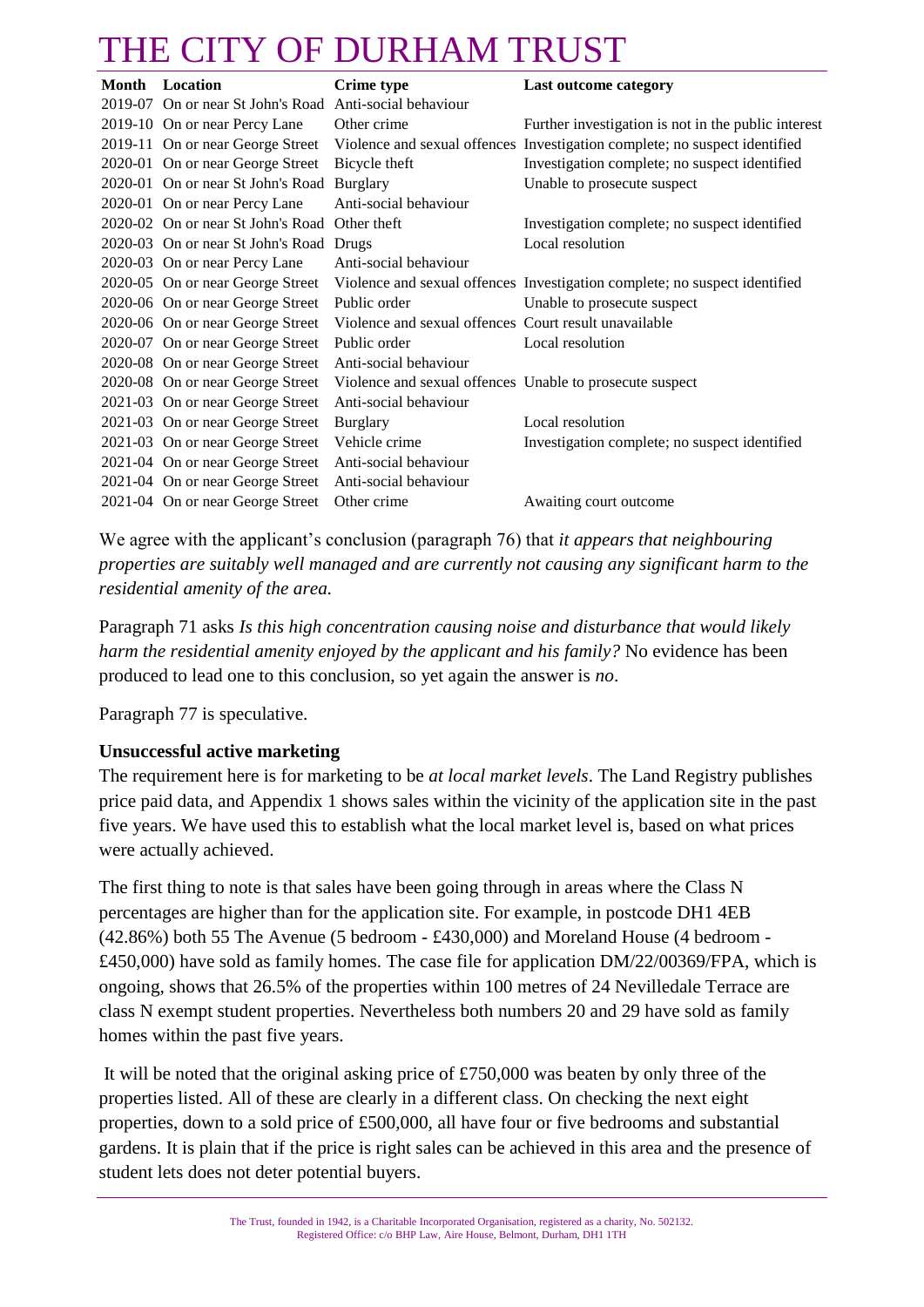| Month | Location | Crime type | Last outcome category |
|---|---|---|---|
| 2019-07 | On or near St John's Road | Anti-social behaviour | |
| 2019-10 | On or near Percy Lane | Other crime | Further investigation is not in the public interest |
| 2019-11 | On or near George Street | Violence and sexual offences | Investigation complete; no suspect identified |
| 2020-01 | On or near George Street | Bicycle theft | Investigation complete; no suspect identified |
| 2020-01 | On or near St John's Road | Burglary | Unable to prosecute suspect |
| 2020-01 | On or near Percy Lane | Anti-social behaviour | |
| 2020-02 | On or near St John's Road | Other theft | Investigation complete; no suspect identified |
| 2020-03 | On or near St John's Road | Drugs | Local resolution |
| 2020-03 | On or near Percy Lane | Anti-social behaviour | |
| 2020-05 | On or near George Street | Violence and sexual offences | Investigation complete; no suspect identified |
| 2020-06 | On or near George Street | Public order | Unable to prosecute suspect |
| 2020-06 | On or near George Street | Violence and sexual offences | Court result unavailable |
| 2020-07 | On or near George Street | Public order | Local resolution |
| 2020-08 | On or near George Street | Anti-social behaviour | |
| 2020-08 | On or near George Street | Violence and sexual offences | Unable to prosecute suspect |
| 2021-03 | On or near George Street | Anti-social behaviour | |
| 2021-03 | On or near George Street | Burglary | Local resolution |
| 2021-03 | On or near George Street | Vehicle crime | Investigation complete; no suspect identified |
| 2021-04 | On or near George Street | Anti-social behaviour | |
| 2021-04 | On or near George Street | Anti-social behaviour | |
| 2021-04 | On or near George Street | Other crime | Awaiting court outcome |

We agree with the applicant's conclusion (paragraph 76) that *it appears that neighbouring properties are suitably well managed and are currently not causing any significant harm to the residential amenity of the area.*

Paragraph 71 asks *Is this high concentration causing noise and disturbance that would likely harm the residential amenity enjoyed by the applicant and his family?* No evidence has been produced to lead one to this conclusion, so yet again the answer is *no*.

Paragraph 77 is speculative.

**Unsuccessful active marketing**

The requirement here is for marketing to be *at local market levels*. The Land Registry publishes price paid data, and Appendix 1 shows sales within the vicinity of the application site in the past five years. We have used this to establish what the local market level is, based on what prices were actually achieved.

The first thing to note is that sales have been going through in areas where the Class N percentages are higher than for the application site. For example, in postcode DH1 4EB (42.86%) both 55 The Avenue (5 bedroom - £430,000) and Moreland House (4 bedroom - £450,000) have sold as family homes. The case file for application DM/22/00369/FPA, which is ongoing, shows that 26.5% of the properties within 100 metres of 24 Nevilledale Terrace are class N exempt student properties. Nevertheless both numbers 20 and 29 have sold as family homes within the past five years.

It will be noted that the original asking price of £750,000 was beaten by only three of the properties listed. All of these are clearly in a different class. On checking the next eight properties, down to a sold price of £500,000, all have four or five bedrooms and substantial gardens. It is plain that if the price is right sales can be achieved in this area and the presence of student lets does not deter potential buyers.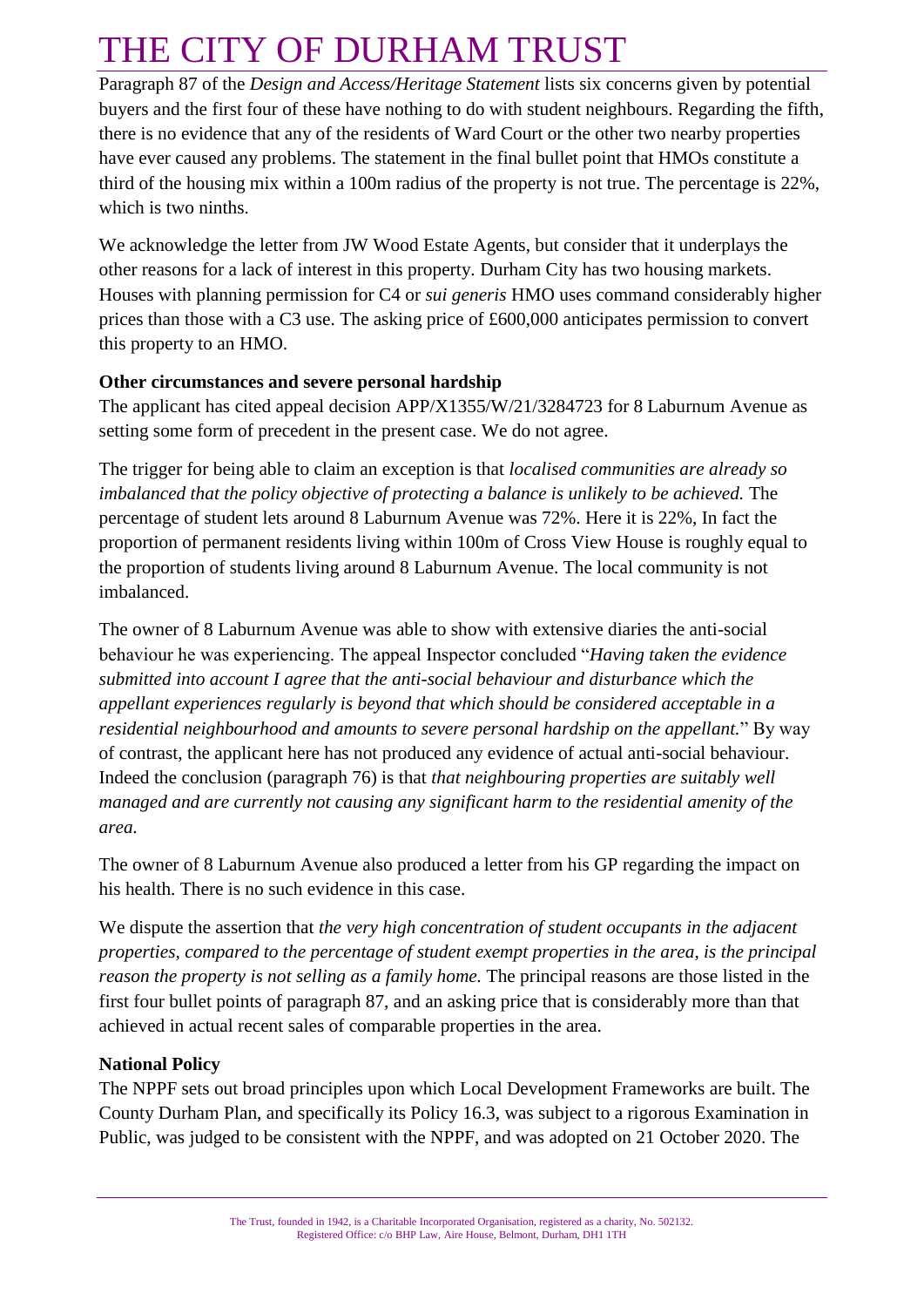Paragraph 87 of the *Design and Access/Heritage Statement* lists six concerns given by potential buyers and the first four of these have nothing to do with student neighbours. Regarding the fifth, there is no evidence that any of the residents of Ward Court or the other two nearby properties have ever caused any problems. The statement in the final bullet point that HMOs constitute a third of the housing mix within a 100m radius of the property is not true. The percentage is 22%, which is two ninths.

We acknowledge the letter from JW Wood Estate Agents, but consider that it underplays the other reasons for a lack of interest in this property. Durham City has two housing markets. Houses with planning permission for C4 or *sui generis* HMO uses command considerably higher prices than those with a C3 use. The asking price of £600,000 anticipates permission to convert this property to an HMO.

**Other circumstances and severe personal hardship**

The applicant has cited appeal decision APP/X1355/W/21/3284723 for 8 Laburnum Avenue as setting some form of precedent in the present case. We do not agree.

The trigger for being able to claim an exception is that *localised communities are already so imbalanced that the policy objective of protecting a balance is unlikely to be achieved.* The percentage of student lets around 8 Laburnum Avenue was 72%. Here it is 22%, In fact the proportion of permanent residents living within 100m of Cross View House is roughly equal to the proportion of students living around 8 Laburnum Avenue. The local community is not imbalanced.

The owner of 8 Laburnum Avenue was able to show with extensive diaries the anti-social behaviour he was experiencing. The appeal Inspector concluded "*Having taken the evidence submitted into account I agree that the anti-social behaviour and disturbance which the appellant experiences regularly is beyond that which should be considered acceptable in a residential neighbourhood and amounts to severe personal hardship on the appellant.*" By way of contrast, the applicant here has not produced any evidence of actual anti-social behaviour. Indeed the conclusion (paragraph 76) is that *that neighbouring properties are suitably well managed and are currently not causing any significant harm to the residential amenity of the area.*

The owner of 8 Laburnum Avenue also produced a letter from his GP regarding the impact on his health. There is no such evidence in this case.

We dispute the assertion that *the very high concentration of student occupants in the adjacent properties, compared to the percentage of student exempt properties in the area, is the principal reason the property is not selling as a family home.* The principal reasons are those listed in the first four bullet points of paragraph 87, and an asking price that is considerably more than that achieved in actual recent sales of comparable properties in the area.

**National Policy**

The NPPF sets out broad principles upon which Local Development Frameworks are built. The County Durham Plan, and specifically its Policy 16.3, was subject to a rigorous Examination in Public, was judged to be consistent with the NPPF, and was adopted on 21 October 2020. The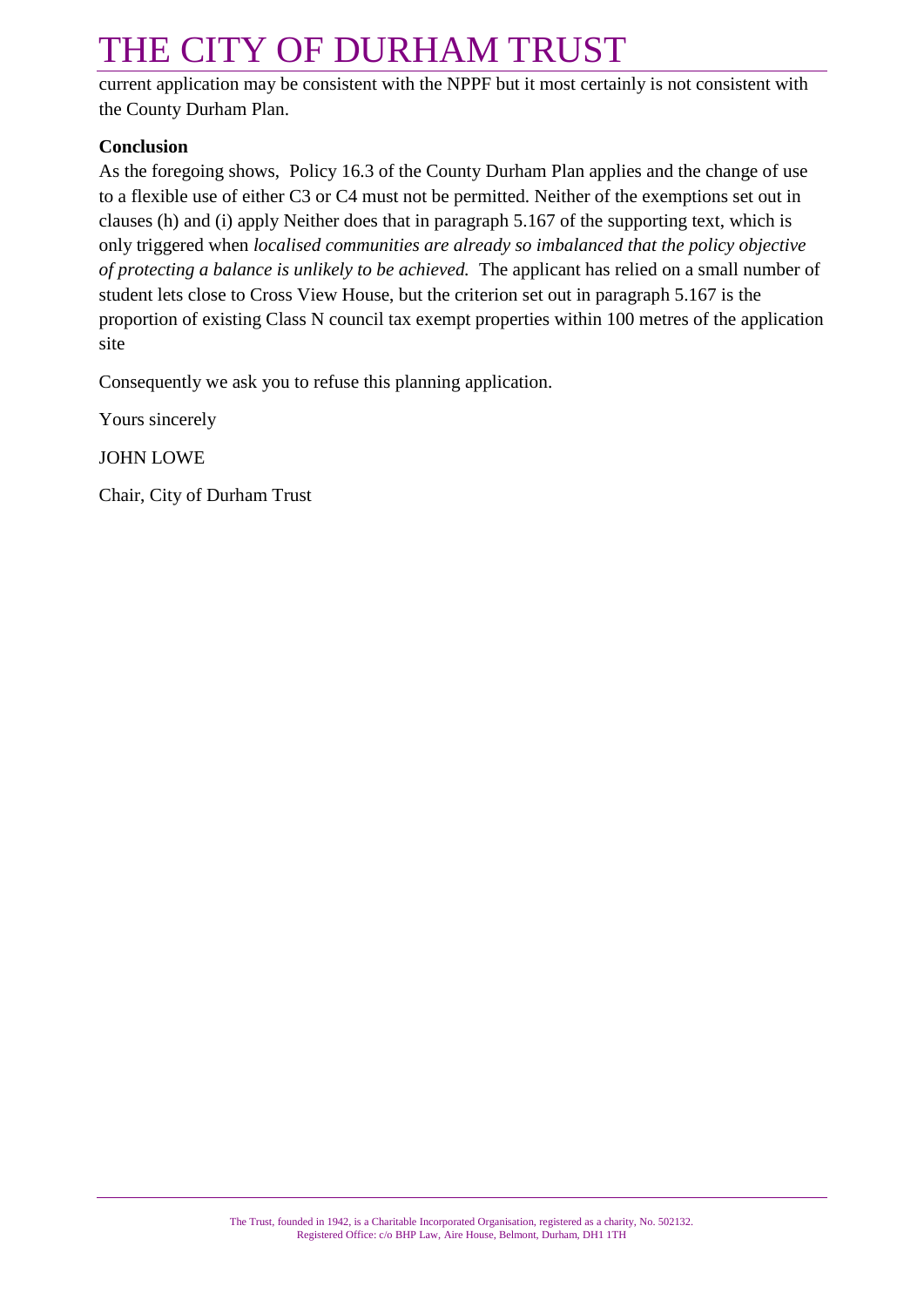current application may be consistent with the NPPF but it most certainly is not consistent with the County Durham Plan.

**Conclusion**

As the foregoing shows, Policy 16.3 of the County Durham Plan applies and the change of use to a flexible use of either C3 or C4 must not be permitted. Neither of the exemptions set out in clauses (h) and (i) apply Neither does that in paragraph 5.167 of the supporting text, which is only triggered when *localised communities are already so imbalanced that the policy objective of protecting a balance is unlikely to be achieved.* The applicant has relied on a small number of student lets close to Cross View House, but the criterion set out in paragraph 5.167 is the proportion of existing Class N council tax exempt properties within 100 metres of the application site

Consequently we ask you to refuse this planning application.

Yours sincerely

JOHN LOWE

Chair, City of Durham Trust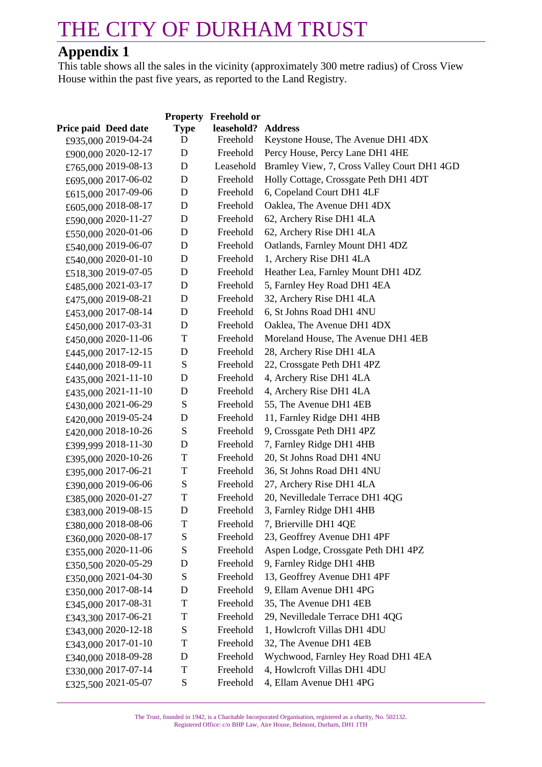# THE CITY OF DURHAM TRUST

## Appendix 1

This table shows all the sales in the vicinity (approximately 300 metre radius) of Cross View House within the past five years, as reported to the Land Registry.

| Price paid | Deed date | Property Type | Freehold or leasehold? | Address |
|---|---|---|---|---|
| £935,000 | 2019-04-24 | D | Freehold | Keystone House, The Avenue DH1 4DX |
| £900,000 | 2020-12-17 | D | Freehold | Percy House, Percy Lane DH1 4HE |
| £765,000 | 2019-08-13 | D | Leasehold | Bramley View, 7, Cross Valley Court DH1 4GD |
| £695,000 | 2017-06-02 | D | Freehold | Holly Cottage, Crossgate Peth DH1 4DT |
| £615,000 | 2017-09-06 | D | Freehold | 6, Copeland Court DH1 4LF |
| £605,000 | 2018-08-17 | D | Freehold | Oaklea, The Avenue DH1 4DX |
| £590,000 | 2020-11-27 | D | Freehold | 62, Archery Rise DH1 4LA |
| £550,000 | 2020-01-06 | D | Freehold | 62, Archery Rise DH1 4LA |
| £540,000 | 2019-06-07 | D | Freehold | Oatlands, Farnley Mount DH1 4DZ |
| £540,000 | 2020-01-10 | D | Freehold | 1, Archery Rise DH1 4LA |
| £518,300 | 2019-07-05 | D | Freehold | Heather Lea, Farnley Mount DH1 4DZ |
| £485,000 | 2021-03-17 | D | Freehold | 5, Farnley Hey Road DH1 4EA |
| £475,000 | 2019-08-21 | D | Freehold | 32, Archery Rise DH1 4LA |
| £453,000 | 2017-08-14 | D | Freehold | 6, St Johns Road DH1 4NU |
| £450,000 | 2017-03-31 | D | Freehold | Oaklea, The Avenue DH1 4DX |
| £450,000 | 2020-11-06 | T | Freehold | Moreland House, The Avenue DH1 4EB |
| £445,000 | 2017-12-15 | D | Freehold | 28, Archery Rise DH1 4LA |
| £440,000 | 2018-09-11 | S | Freehold | 22, Crossgate Peth DH1 4PZ |
| £435,000 | 2021-11-10 | D | Freehold | 4, Archery Rise DH1 4LA |
| £435,000 | 2021-11-10 | D | Freehold | 4, Archery Rise DH1 4LA |
| £430,000 | 2021-06-29 | S | Freehold | 55, The Avenue DH1 4EB |
| £420,000 | 2019-05-24 | D | Freehold | 11, Farnley Ridge DH1 4HB |
| £420,000 | 2018-10-26 | S | Freehold | 9, Crossgate Peth DH1 4PZ |
| £399,999 | 2018-11-30 | D | Freehold | 7, Farnley Ridge DH1 4HB |
| £395,000 | 2020-10-26 | T | Freehold | 20, St Johns Road DH1 4NU |
| £395,000 | 2017-06-21 | T | Freehold | 36, St Johns Road DH1 4NU |
| £390,000 | 2019-06-06 | S | Freehold | 27, Archery Rise DH1 4LA |
| £385,000 | 2020-01-27 | T | Freehold | 20, Nevilledale Terrace DH1 4QG |
| £383,000 | 2019-08-15 | D | Freehold | 3, Farnley Ridge DH1 4HB |
| £380,000 | 2018-08-06 | T | Freehold | 7, Brierville DH1 4QE |
| £360,000 | 2020-08-17 | S | Freehold | 23, Geoffrey Avenue DH1 4PF |
| £355,000 | 2020-11-06 | S | Freehold | Aspen Lodge, Crossgate Peth DH1 4PZ |
| £350,500 | 2020-05-29 | D | Freehold | 9, Farnley Ridge DH1 4HB |
| £350,000 | 2021-04-30 | S | Freehold | 13, Geoffrey Avenue DH1 4PF |
| £350,000 | 2017-08-14 | D | Freehold | 9, Ellam Avenue DH1 4PG |
| £345,000 | 2017-08-31 | T | Freehold | 35, The Avenue DH1 4EB |
| £343,300 | 2017-06-21 | T | Freehold | 29, Nevilledale Terrace DH1 4QG |
| £343,000 | 2020-12-18 | S | Freehold | 1, Howlcroft Villas DH1 4DU |
| £343,000 | 2017-01-10 | T | Freehold | 32, The Avenue DH1 4EB |
| £340,000 | 2018-09-28 | D | Freehold | Wychwood, Farnley Hey Road DH1 4EA |
| £330,000 | 2017-07-14 | T | Freehold | 4, Howlcroft Villas DH1 4DU |
| £325,500 | 2021-05-07 | S | Freehold | 4, Ellam Avenue DH1 4PG |

The Trust, founded in 1942, is a Charitable Incorporated Organisation, registered as a charity, No. 502132.
Registered Office: c/o BHP Law, Aire House, Belmont, Durham, DH1 1TH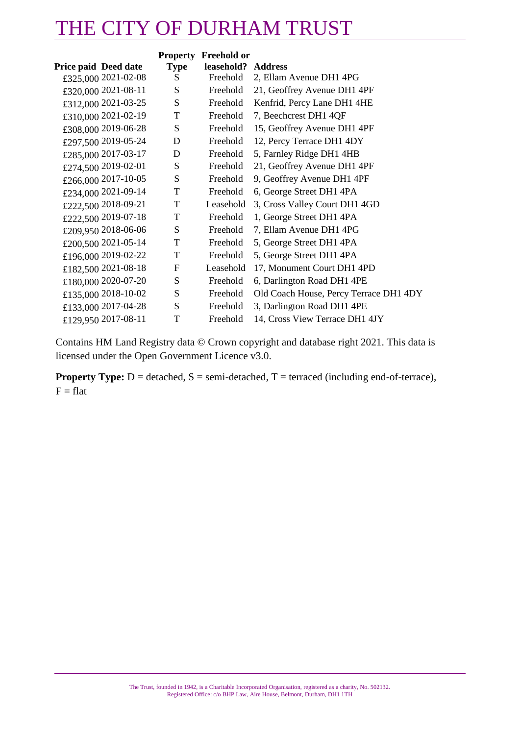# THE CITY OF DURHAM TRUST

| Price paid | Deed date | Property Type | Freehold or leasehold? | Address |
|---|---|---|---|---|
| £325,000 | 2021-02-08 | S | Freehold | 2, Ellam Avenue DH1 4PG |
| £320,000 | 2021-08-11 | S | Freehold | 21, Geoffrey Avenue DH1 4PF |
| £312,000 | 2021-03-25 | S | Freehold | Kenfrid, Percy Lane DH1 4HE |
| £310,000 | 2021-02-19 | T | Freehold | 7, Beechcrest DH1 4QF |
| £308,000 | 2019-06-28 | S | Freehold | 15, Geoffrey Avenue DH1 4PF |
| £297,500 | 2019-05-24 | D | Freehold | 12, Percy Terrace DH1 4DY |
| £285,000 | 2017-03-17 | D | Freehold | 5, Farnley Ridge DH1 4HB |
| £274,500 | 2019-02-01 | S | Freehold | 21, Geoffrey Avenue DH1 4PF |
| £266,000 | 2017-10-05 | S | Freehold | 9, Geoffrey Avenue DH1 4PF |
| £234,000 | 2021-09-14 | T | Freehold | 6, George Street DH1 4PA |
| £222,500 | 2018-09-21 | T | Leasehold | 3, Cross Valley Court DH1 4GD |
| £222,500 | 2019-07-18 | T | Freehold | 1, George Street DH1 4PA |
| £209,950 | 2018-06-06 | S | Freehold | 7, Ellam Avenue DH1 4PG |
| £200,500 | 2021-05-14 | T | Freehold | 5, George Street DH1 4PA |
| £196,000 | 2019-02-22 | T | Freehold | 5, George Street DH1 4PA |
| £182,500 | 2021-08-18 | F | Leasehold | 17, Monument Court DH1 4PD |
| £180,000 | 2020-07-20 | S | Freehold | 6, Darlington Road DH1 4PE |
| £135,000 | 2018-10-02 | S | Freehold | Old Coach House, Percy Terrace DH1 4DY |
| £133,000 | 2017-04-28 | S | Freehold | 3, Darlington Road DH1 4PE |
| £129,950 | 2017-08-11 | T | Freehold | 14, Cross View Terrace DH1 4JY |

Contains HM Land Registry data © Crown copyright and database right 2021. This data is licensed under the Open Government Licence v3.0.

**Property Type:** D = detached, S = semi-detached, T = terraced (including end-of-terrace), F = flat

The Trust, founded in 1942, is a Charitable Incorporated Organisation, registered as a charity, No. 502132.
Registered Office: c/o BHP Law, Aire House, Belmont, Durham, DH1 1TH